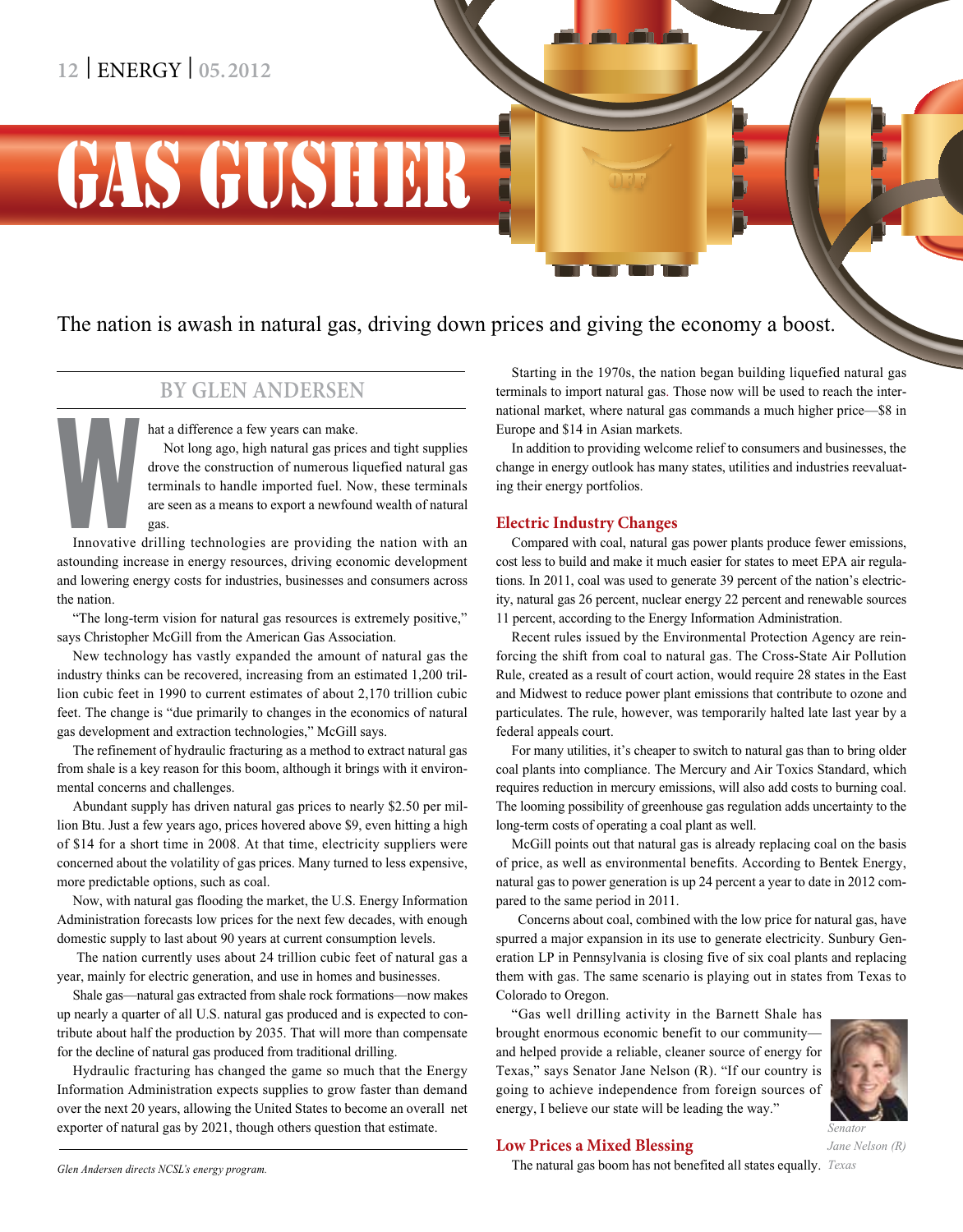# GAS GUSHER

The nation is awash in natural gas, driving down prices and giving the economy a boost.

## BY GLEN ANDERSEN

What a difference a few years can make.

Not long ago, high natural gas prices and tight supplies drove the construction of numerous liquefied natural gas terminals to handle imported fuel. Now, these terminals are seen as a means to export a newfound wealth of natural gas.

Innovative drilling technologies are providing the nation with an astounding increase in energy resources, driving economic development and lowering energy costs for industries, businesses and consumers across the nation.

"The long-term vision for natural gas resources is extremely positive," says Christopher McGill from the American Gas Association.

New technology has vastly expanded the amount of natural gas the industry thinks can be recovered, increasing from an estimated 1,200 trillion cubic feet in 1990 to current estimates of about 2,170 trillion cubic feet. The change is "due primarily to changes in the economics of natural gas development and extraction technologies," McGill says.

The refinement of hydraulic fracturing as a method to extract natural gas from shale is a key reason for this boom, although it brings with it environmental concerns and challenges.

Abundant supply has driven natural gas prices to nearly $2.50 per million Btu. Just a few years ago, prices hovered above $9, even hitting a high of $14 for a short time in 2008. At that time, electricity suppliers were concerned about the volatility of gas prices. Many turned to less expensive, more predictable options, such as coal.

Now, with natural gas flooding the market, the U.S. Energy Information Administration forecasts low prices for the next few decades, with enough domestic supply to last about 90 years at current consumption levels.

The nation currently uses about 24 trillion cubic feet of natural gas a year, mainly for electric generation, and use in homes and businesses.

Shale gas—natural gas extracted from shale rock formations—now makes up nearly a quarter of all U.S. natural gas produced and is expected to contribute about half the production by 2035. That will more than compensate for the decline of natural gas produced from traditional drilling.

Hydraulic fracturing has changed the game so much that the Energy Information Administration expects supplies to grow faster than demand over the next 20 years, allowing the United States to become an overall net exporter of natural gas by 2021, though others question that estimate.

*Glen Andersen directs NCSL's energy program.*

Starting in the 1970s, the nation began building liquefied natural gas terminals to import natural gas. Those now will be used to reach the international market, where natural gas commands a much higher price—$8 in Europe and $14 in Asian markets.

In addition to providing welcome relief to consumers and businesses, the change in energy outlook has many states, utilities and industries reevaluating their energy portfolios.

### Electric Industry Changes

Compared with coal, natural gas power plants produce fewer emissions, cost less to build and make it much easier for states to meet EPA air regulations. In 2011, coal was used to generate 39 percent of the nation's electricity, natural gas 26 percent, nuclear energy 22 percent and renewable sources 11 percent, according to the Energy Information Administration.

Recent rules issued by the Environmental Protection Agency are reinforcing the shift from coal to natural gas. The Cross-State Air Pollution Rule, created as a result of court action, would require 28 states in the East and Midwest to reduce power plant emissions that contribute to ozone and particulates. The rule, however, was temporarily halted late last year by a federal appeals court.

For many utilities, it's cheaper to switch to natural gas than to bring older coal plants into compliance. The Mercury and Air Toxics Standard, which requires reduction in mercury emissions, will also add costs to burning coal. The looming possibility of greenhouse gas regulation adds uncertainty to the long-term costs of operating a coal plant as well.

McGill points out that natural gas is already replacing coal on the basis of price, as well as environmental benefits. According to Bentek Energy, natural gas to power generation is up 24 percent a year to date in 2012 compared to the same period in 2011.

Concerns about coal, combined with the low price for natural gas, have spurred a major expansion in its use to generate electricity. Sunbury Generation LP in Pennsylvania is closing five of six coal plants and replacing them with gas. The same scenario is playing out in states from Texas to Colorado to Oregon.

"Gas well drilling activity in the Barnett Shale has brought enormous economic benefit to our community—and helped provide a reliable, cleaner source of energy for Texas," says Senator Jane Nelson (R). "If our country is going to achieve independence from foreign sources of energy, I believe our state will be leading the way."

*Senator Jane Nelson (R) Texas*

### Low Prices a Mixed Blessing

The natural gas boom has not benefited all states equally.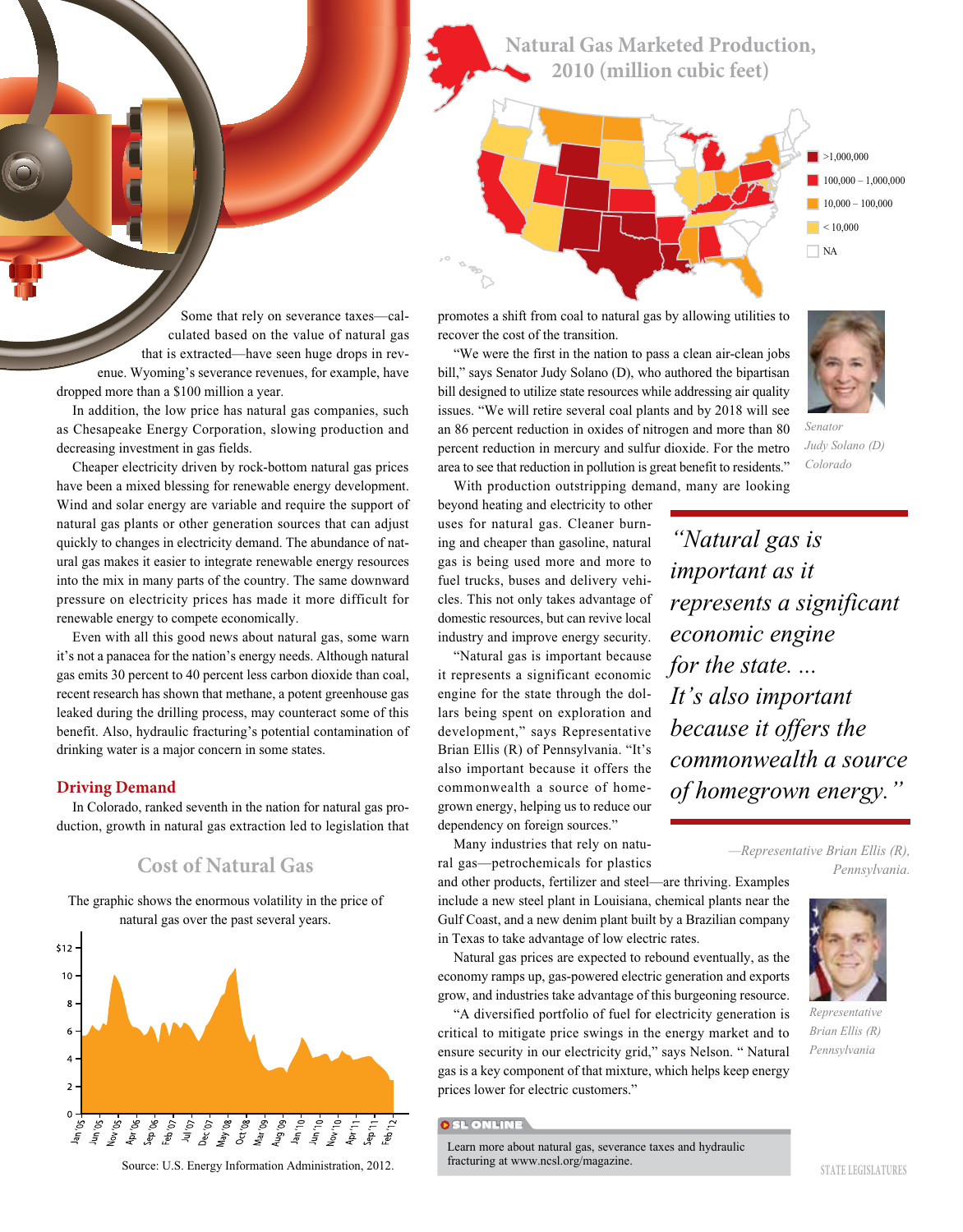## Natural Gas Marketed Production, 2010 (million cubic feet)

- >1,000,000
- 100,000 – 1,000,000
- 10,000 – 100,000
- < 10,000
- NA

Some that rely on severance taxes—calculated based on the value of natural gas that is extracted—have seen huge drops in revenue. Wyoming's severance revenues, for example, have dropped more than a $100 million a year.

In addition, the low price has natural gas companies, such as Chesapeake Energy Corporation, slowing production and decreasing investment in gas fields.

Cheaper electricity driven by rock-bottom natural gas prices have been a mixed blessing for renewable energy development. Wind and solar energy are variable and require the support of natural gas plants or other generation sources that can adjust quickly to changes in electricity demand. The abundance of natural gas makes it easier to integrate renewable energy resources into the mix in many parts of the country. The same downward pressure on electricity prices has made it more difficult for renewable energy to compete economically.

Even with all this good news about natural gas, some warn it's not a panacea for the nation's energy needs. Although natural gas emits 30 percent to 40 percent less carbon dioxide than coal, recent research has shown that methane, a potent greenhouse gas leaked during the drilling process, may counteract some of this benefit. Also, hydraulic fracturing's potential contamination of drinking water is a major concern in some states.

### Driving Demand

In Colorado, ranked seventh in the nation for natural gas production, growth in natural gas extraction led to legislation that promotes a shift from coal to natural gas by allowing utilities to recover the cost of the transition.

"We were the first in the nation to pass a clean air-clean jobs bill," says Senator Judy Solano (D), who authored the bipartisan bill designed to utilize state resources while addressing air quality issues. "We will retire several coal plants and by 2018 will see an 86 percent reduction in oxides of nitrogen and more than 80 percent reduction in mercury and sulfur dioxide. For the metro area to see that reduction in pollution is great benefit to residents."

*Senator Judy Solano (D) Colorado*

With production outstripping demand, many are looking beyond heating and electricity to other uses for natural gas. Cleaner burning and cheaper than gasoline, natural gas is being used more and more to fuel trucks, buses and delivery vehicles. This not only takes advantage of domestic resources, but can revive local industry and improve energy security.

"Natural gas is important because it represents a significant economic engine for the state through the dollars being spent on exploration and development," says Representative Brian Ellis (R) of Pennsylvania. "It's also important because it offers the commonwealth a source of homegrown energy, helping us to reduce our dependency on foreign sources."

> *"Natural gas is important as it represents a significant economic engine for the state. ... It's also important because it offers the commonwealth a source of homegrown energy."*
>
> *—Representative Brian Ellis (R), Pennsylvania.*

Many industries that rely on natural gas—petrochemicals for plastics and other products, fertilizer and steel—are thriving. Examples include a new steel plant in Louisiana, chemical plants near the Gulf Coast, and a new denim plant built by a Brazilian company in Texas to take advantage of low electric rates.

*Representative Brian Ellis (R) Pennsylvania*

Natural gas prices are expected to rebound eventually, as the economy ramps up, gas-powered electric generation and exports grow, and industries take advantage of this burgeoning resource.

"A diversified portfolio of fuel for electricity generation is critical to mitigate price swings in the energy market and to ensure security in our electricity grid," says Nelson. " Natural gas is a key component of that mixture, which helps keep energy prices lower for electric customers."

## Cost of Natural Gas

The graphic shows the enormous volatility in the price of natural gas over the past several years.

Source: U.S. Energy Information Administration, 2012.

**SL ONLINE**

Learn more about natural gas, severance taxes and hydraulic fracturing at www.ncsl.org/magazine.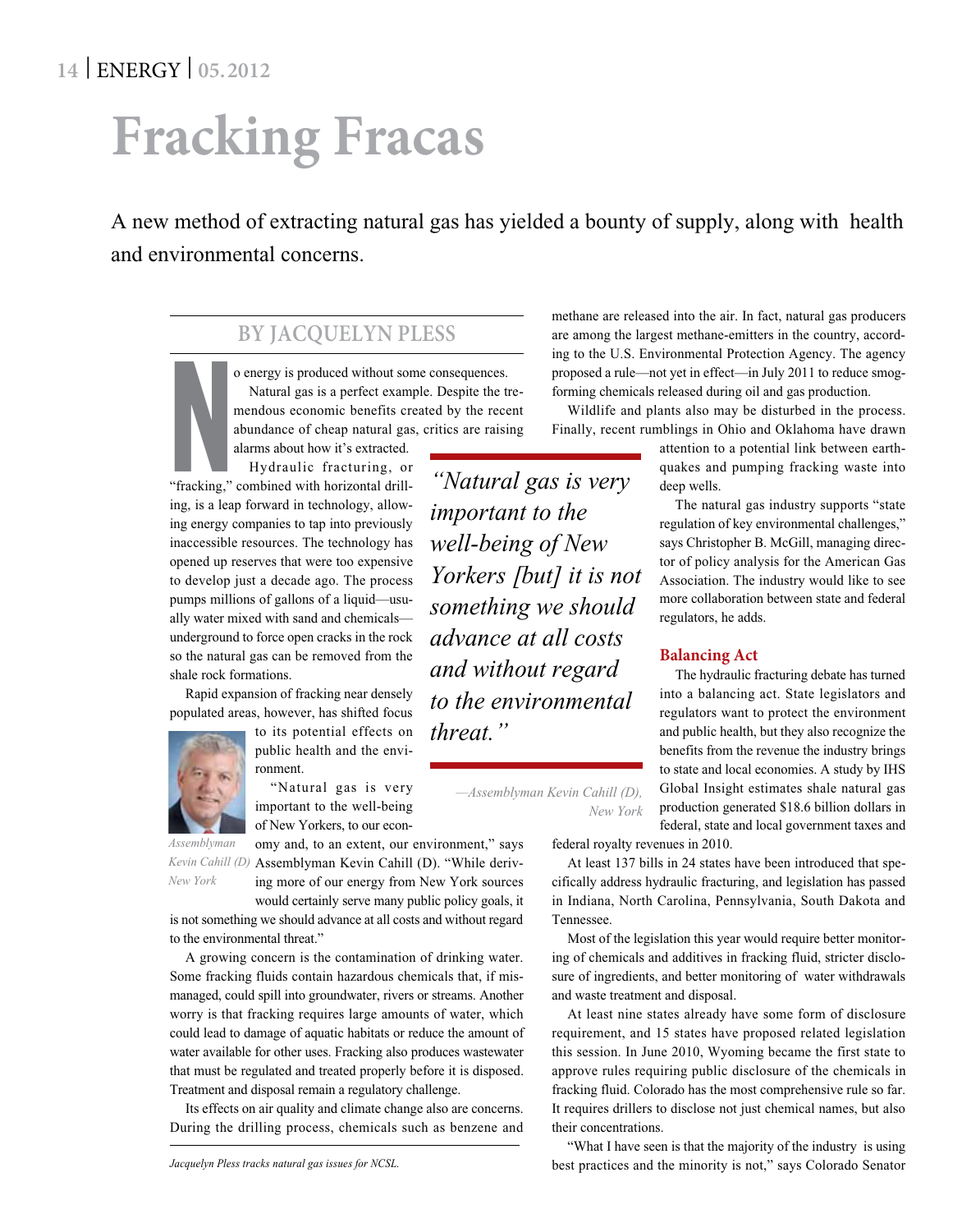# Fracking Fracas

A new method of extracting natural gas has yielded a bounty of supply, along with health and environmental concerns.

BY JACQUELYN PLESS

No energy is produced without some consequences.

Natural gas is a perfect example. Despite the tremendous economic benefits created by the recent abundance of cheap natural gas, critics are raising alarms about how it's extracted.

Hydraulic fracturing, or "fracking," combined with horizontal drilling, is a leap forward in technology, allowing energy companies to tap into previously inaccessible resources. The technology has opened up reserves that were too expensive to develop just a decade ago. The process pumps millions of gallons of a liquid—usually water mixed with sand and chemicals—underground to force open cracks in the rock so the natural gas can be removed from the shale rock formations.

Rapid expansion of fracking near densely populated areas, however, has shifted focus to its potential effects on public health and the environment.

*Assemblyman Kevin Cahill (D) New York*

"Natural gas is very important to the well-being of New Yorkers, to our economy and, to an extent, our environment," says Assemblyman Kevin Cahill (D). "While deriving more of our energy from New York sources would certainly serve many public policy goals, it is not something we should advance at all costs and without regard to the environmental threat."

> *"Natural gas is very important to the well-being of New Yorkers [but] it is not something we should advance at all costs and without regard to the environmental threat."*
>
> *—Assemblyman Kevin Cahill (D), New York*

A growing concern is the contamination of drinking water. Some fracking fluids contain hazardous chemicals that, if mismanaged, could spill into groundwater, rivers or streams. Another worry is that fracking requires large amounts of water, which could lead to damage of aquatic habitats or reduce the amount of water available for other uses. Fracking also produces wastewater that must be regulated and treated properly before it is disposed. Treatment and disposal remain a regulatory challenge.

Its effects on air quality and climate change also are concerns. During the drilling process, chemicals such as benzene and methane are released into the air. In fact, natural gas producers are among the largest methane-emitters in the country, according to the U.S. Environmental Protection Agency. The agency proposed a rule—not yet in effect—in July 2011 to reduce smog-forming chemicals released during oil and gas production.

Wildlife and plants also may be disturbed in the process. Finally, recent rumblings in Ohio and Oklahoma have drawn attention to a potential link between earthquakes and pumping fracking waste into deep wells.

The natural gas industry supports "state regulation of key environmental challenges," says Christopher B. McGill, managing director of policy analysis for the American Gas Association. The industry would like to see more collaboration between state and federal regulators, he adds.

## Balancing Act

The hydraulic fracturing debate has turned into a balancing act. State legislators and regulators want to protect the environment and public health, but they also recognize the benefits from the revenue the industry brings to state and local economies. A study by IHS Global Insight estimates shale natural gas production generated $18.6 billion dollars in federal, state and local government taxes and federal royalty revenues in 2010.

At least 137 bills in 24 states have been introduced that specifically address hydraulic fracturing, and legislation has passed in Indiana, North Carolina, Pennsylvania, South Dakota and Tennessee.

Most of the legislation this year would require better monitoring of chemicals and additives in fracking fluid, stricter disclosure of ingredients, and better monitoring of water withdrawals and waste treatment and disposal.

At least nine states already have some form of disclosure requirement, and 15 states have proposed related legislation this session. In June 2010, Wyoming became the first state to approve rules requiring public disclosure of the chemicals in fracking fluid. Colorado has the most comprehensive rule so far. It requires drillers to disclose not just chemical names, but also their concentrations.

"What I have seen is that the majority of the industry is using best practices and the minority is not," says Colorado Senator

*Jacquelyn Pless tracks natural gas issues for NCSL.*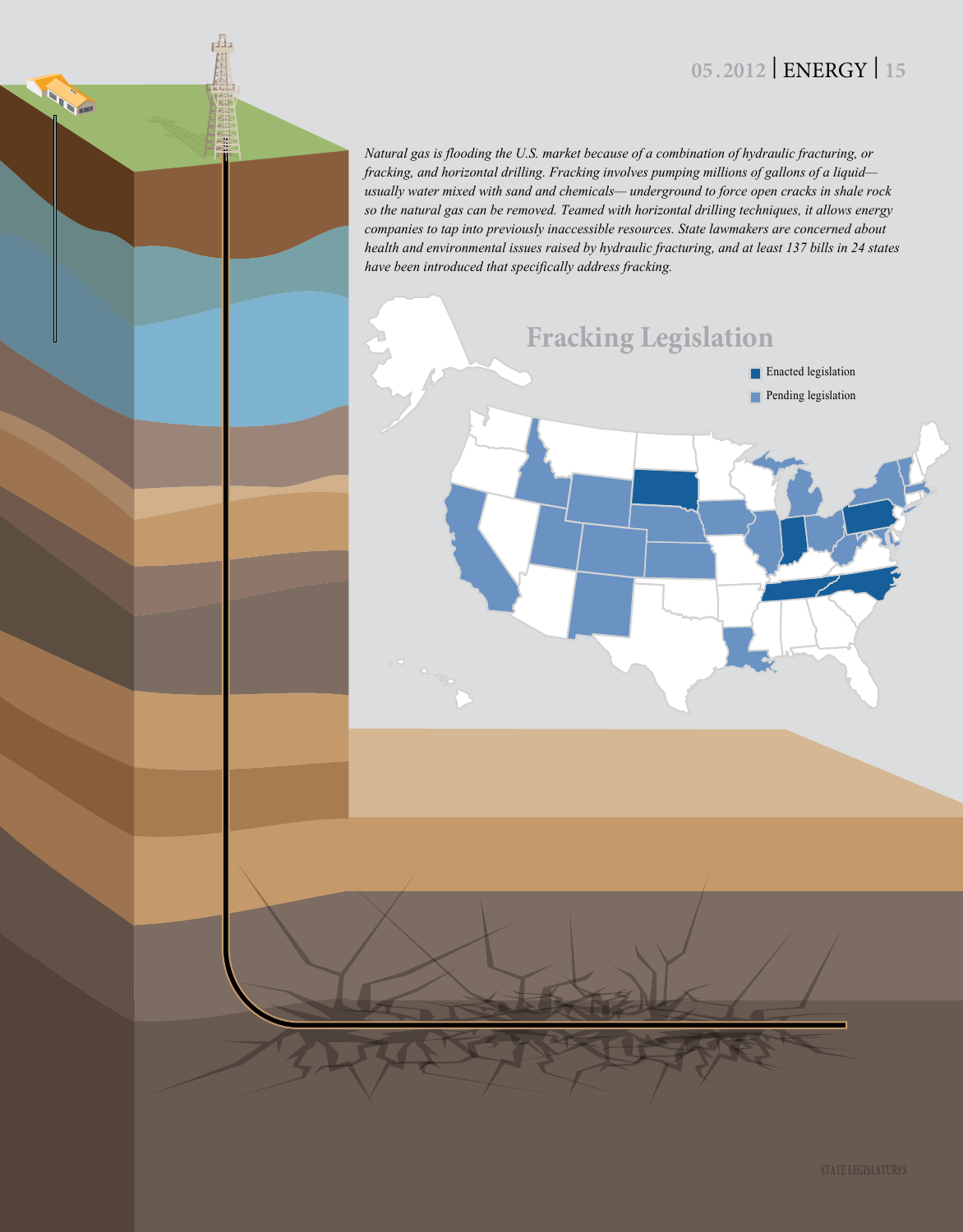*Natural gas is flooding the U.S. market because of a combination of hydraulic fracturing, or fracking, and horizontal drilling. Fracking involves pumping millions of gallons of a liquid—usually water mixed with sand and chemicals— underground to force open cracks in shale rock so the natural gas can be removed. Teamed with horizontal drilling techniques, it allows energy companies to tap into previously inaccessible resources. State lawmakers are concerned about health and environmental issues raised by hydraulic fracturing, and at least 137 bills in 24 states have been introduced that specifically address fracking.*

## Fracking Legislation

- Enacted legislation
- Pending legislation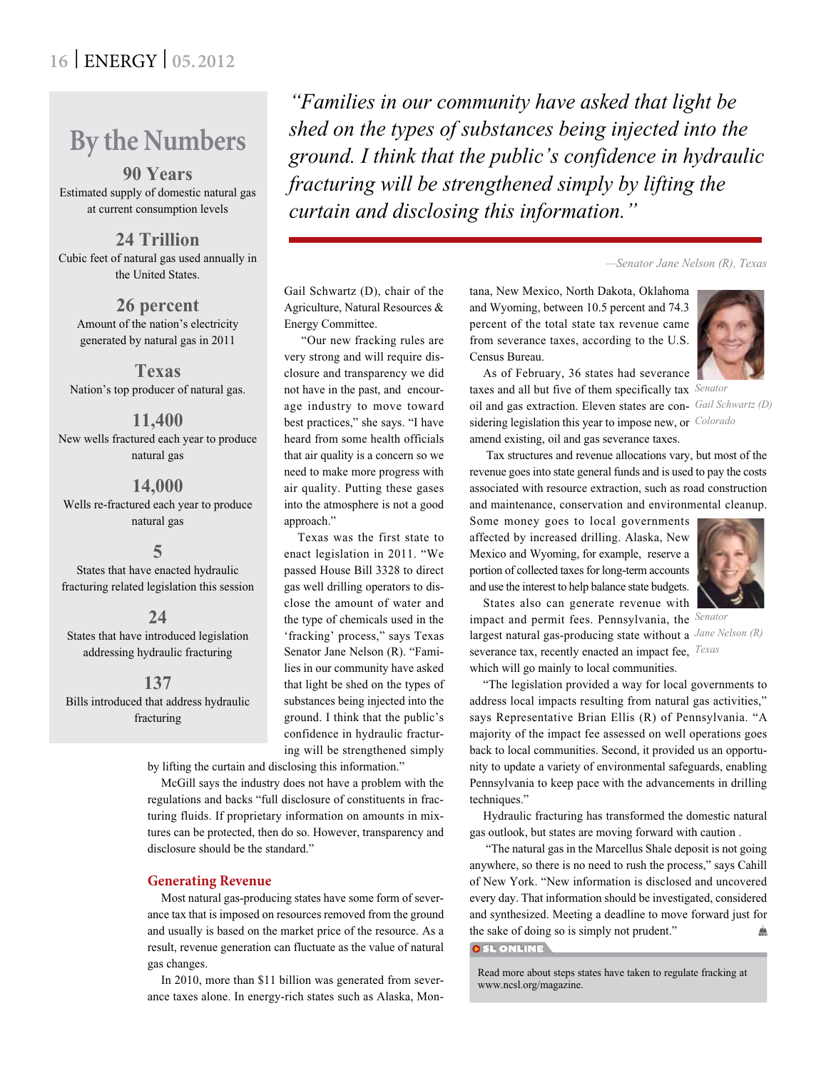## By the Numbers

**90 Years**
Estimated supply of domestic natural gas at current consumption levels

**24 Trillion**
Cubic feet of natural gas used annually in the United States.

**26 percent**
Amount of the nation's electricity generated by natural gas in 2011

**Texas**
Nation's top producer of natural gas.

**11,400**
New wells fractured each year to produce natural gas

**14,000**
Wells re-fractured each year to produce natural gas

**5**
States that have enacted hydraulic fracturing related legislation this session

**24**
States that have introduced legislation addressing hydraulic fracturing

**137**
Bills introduced that address hydraulic fracturing

> *"Families in our community have asked that light be shed on the types of substances being injected into the ground. I think that the public's confidence in hydraulic fracturing will be strengthened simply by lifting the curtain and disclosing this information."*
>
> —Senator Jane Nelson (R), Texas

Gail Schwartz (D), chair of the Agriculture, Natural Resources & Energy Committee.

"Our new fracking rules are very strong and will require disclosure and transparency we did not have in the past, and encourage industry to move toward best practices," she says. "I have heard from some health officials that air quality is a concern so we need to make more progress with air quality. Putting these gases into the atmosphere is not a good approach."

Texas was the first state to enact legislation in 2011. "We passed House Bill 3328 to direct gas well drilling operators to disclose the amount of water and the type of chemicals used in the 'fracking' process," says Texas Senator Jane Nelson (R). "Families in our community have asked that light be shed on the types of substances being injected into the ground. I think that the public's confidence in hydraulic fracturing will be strengthened simply by lifting the curtain and disclosing this information."

McGill says the industry does not have a problem with the regulations and backs "full disclosure of constituents in fracturing fluids. If proprietary information on amounts in mixtures can be protected, then do so. However, transparency and disclosure should be the standard."

### Generating Revenue

Most natural gas-producing states have some form of severance tax that is imposed on resources removed from the ground and usually is based on the market price of the resource. As a result, revenue generation can fluctuate as the value of natural gas changes.

In 2010, more than $11 billion was generated from severance taxes alone. In energy-rich states such as Alaska, Montana, New Mexico, North Dakota, Oklahoma and Wyoming, between 10.5 percent and 74.3 percent of the total state tax revenue came from severance taxes, according to the U.S. Census Bureau.

*Senator Gail Schwartz (D) Colorado*

As of February, 36 states had severance taxes and all but five of them specifically tax oil and gas extraction. Eleven states are considering legislation this year to impose new, or amend existing, oil and gas severance taxes.

Tax structures and revenue allocations vary, but most of the revenue goes into state general funds and is used to pay the costs associated with resource extraction, such as road construction and maintenance, conservation and environmental cleanup. Some money goes to local governments affected by increased drilling. Alaska, New Mexico and Wyoming, for example, reserve a portion of collected taxes for long-term accounts and use the interest to help balance state budgets.

*Senator Jane Nelson (R) Texas*

States also can generate revenue with impact and permit fees. Pennsylvania, the largest natural gas-producing state without a severance tax, recently enacted an impact fee, which will go mainly to local communities.

"The legislation provided a way for local governments to address local impacts resulting from natural gas activities," says Representative Brian Ellis (R) of Pennsylvania. "A majority of the impact fee assessed on well operations goes back to local communities. Second, it provided us an opportunity to update a variety of environmental safeguards, enabling Pennsylvania to keep pace with the advancements in drilling techniques."

Hydraulic fracturing has transformed the domestic natural gas outlook, but states are moving forward with caution .

"The natural gas in the Marcellus Shale deposit is not going anywhere, so there is no need to rush the process," says Cahill of New York. "New information is disclosed and uncovered every day. That information should be investigated, considered and synthesized. Meeting a deadline to move forward just for the sake of doing so is simply not prudent."

**SL ONLINE**

Read more about steps states have taken to regulate fracking at www.ncsl.org/magazine.